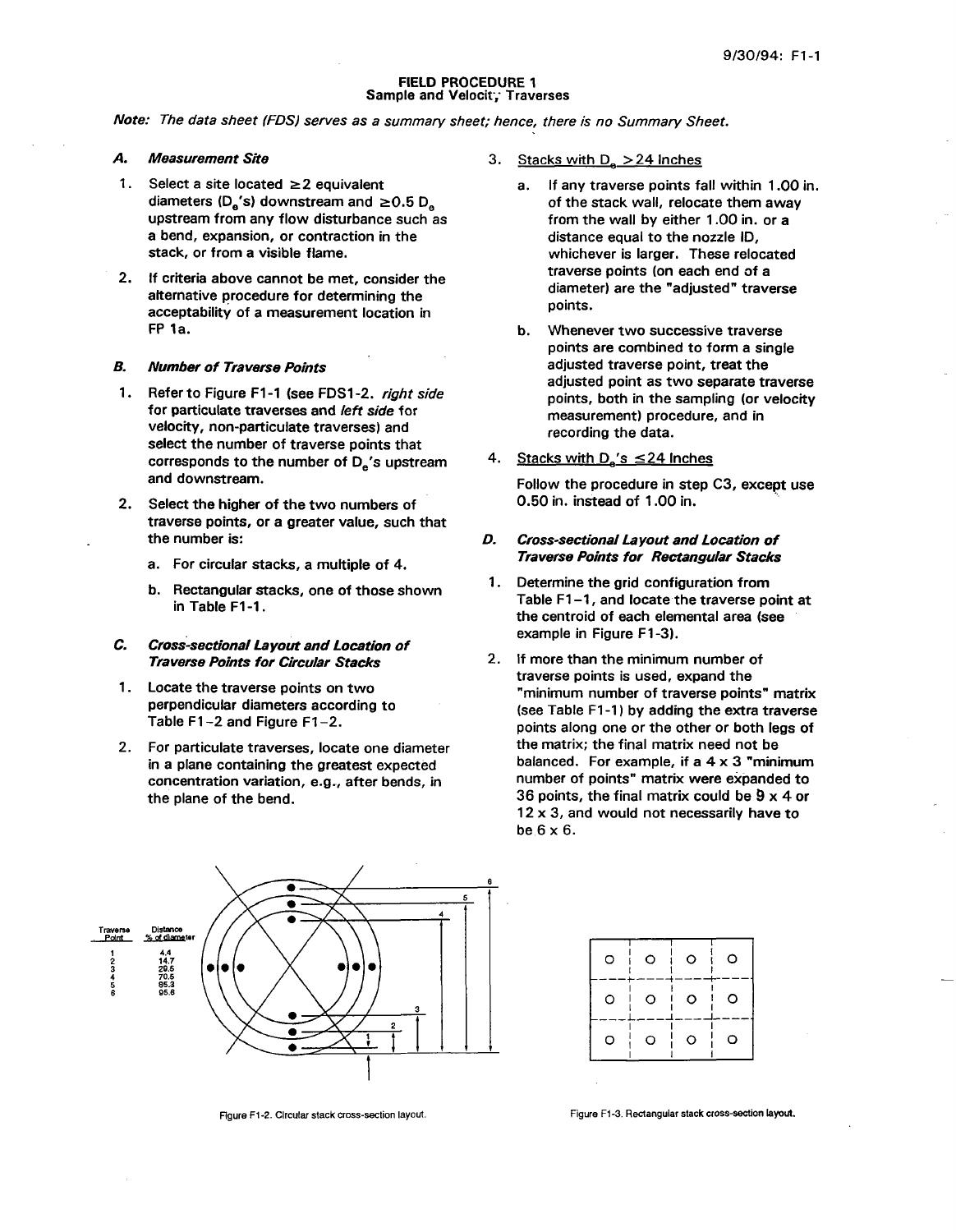# FIELD PROCEDURE 1
## Sample and Velocity Traverses

*Note: The data sheet (FDS) serves as a summary sheet; hence, there is no Summary Sheet.*

### *A. Measurement Site*

1. Select a site located ≥2 equivalent diameters ($D_e$'s) downstream and ≥0.5 $D_e$ upstream from any flow disturbance such as a bend, expansion, or contraction in the stack, or from a visible flame.

2. If criteria above cannot be met, consider the alternative procedure for determining the acceptability of a measurement location in FP 1a.

### *B. Number of Traverse Points*

1. Refer to Figure F1-1 (see FDS1-2. *right side* for particulate traverses and *left side* for velocity, non-particulate traverses) and select the number of traverse points that corresponds to the number of $D_e$'s upstream and downstream.

2. Select the higher of the two numbers of traverse points, or a greater value, such that the number is:

   a. For circular stacks, a multiple of 4.

   b. Rectangular stacks, one of those shown in Table F1-1.

### *C. Cross-sectional Layout and Location of Traverse Points for Circular Stacks*

1. Locate the traverse points on two perpendicular diameters according to Table F1-2 and Figure F1-2.

2. For particulate traverses, locate one diameter in a plane containing the greatest expected concentration variation, e.g., after bends, in the plane of the bend.

3. Stacks with $D_e$ >24 Inches

   a. If any traverse points fall within 1.00 in. of the stack wall, relocate them away from the wall by either 1.00 in. or a distance equal to the nozzle ID, whichever is larger. These relocated traverse points (on each end of a diameter) are the "adjusted" traverse points.

   b. Whenever two successive traverse points are combined to form a single adjusted traverse point, treat the adjusted point as two separate traverse points, both in the sampling (or velocity measurement) procedure, and in recording the data.

4. Stacks with $D_e$'s ≤24 Inches

   Follow the procedure in step C3, except use 0.50 in. instead of 1.00 in.

### *D. Cross-sectional Layout and Location of Traverse Points for Rectangular Stacks*

1. Determine the grid configuration from Table F1-1, and locate the traverse point at the centroid of each elemental area (see example in Figure F1-3).

2. If more than the minimum number of traverse points is used, expand the "minimum number of traverse points" matrix (see Table F1-1) by adding the extra traverse points along one or the other or both legs of the matrix; the final matrix need not be balanced. For example, if a 4 x 3 "minimum number of points" matrix were expanded to 36 points, the final matrix could be 9 x 4 or 12 x 3, and would not necessarily have to be 6 x 6.

| Traverse Point | Distance % of diameter |
|---|---|
| 1 | 4.4 |
| 2 | 14.7 |
| 3 | 29.5 |
| 4 | 70.5 |
| 5 | 85.3 |
| 6 | 95.6 |

Figure F1-2. Circular stack cross-section layout.

Figure F1-3. Rectangular stack cross-section layout.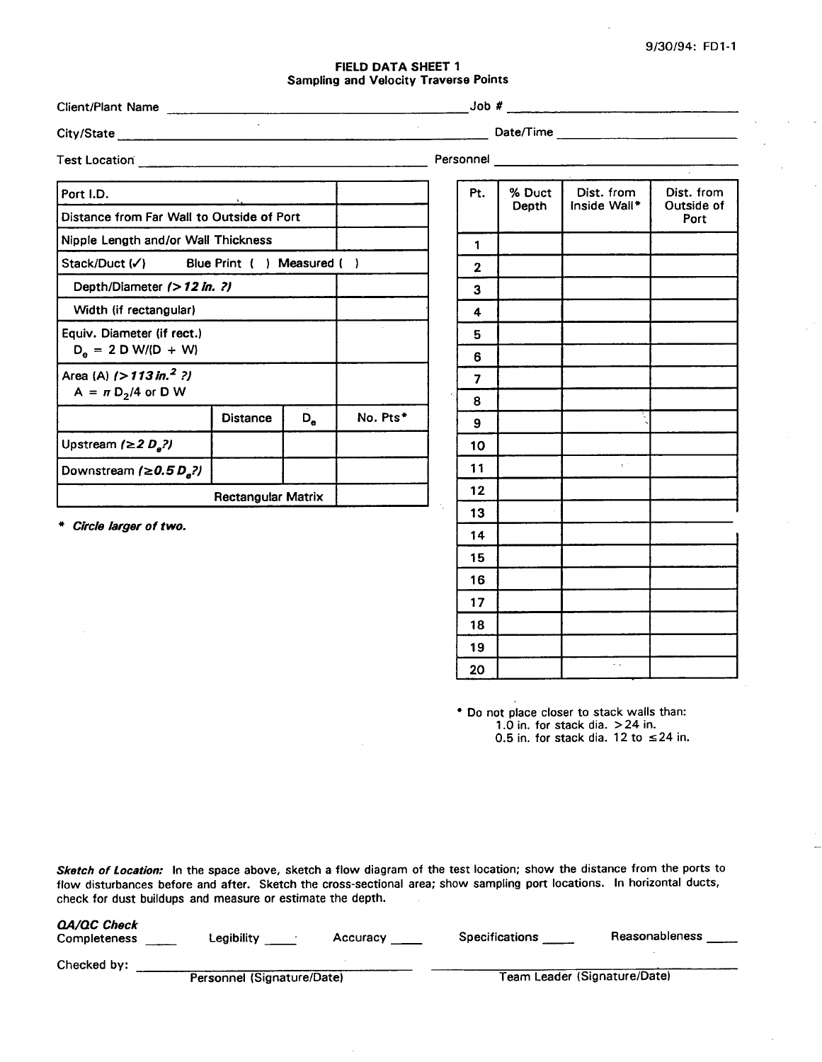9/30/94: FD1-1

**FIELD DATA SHEET 1**
**Sampling and Velocity Traverse Points**

Client/Plant Name ______________________ Job # ______________

City/State ______________________ Date/Time ______________

Test Location ______________________ Personnel ______________

| Port I.D. | | | |
|---|---|---|---|
| Distance from Far Wall to Outside of Port | | | |
| Nipple Length and/or Wall Thickness | | | |
| Stack/Duct (✓) Blue Print ( ) Measured ( ) | | | |
| Depth/Diameter ***(> 12 in. ?)*** | | | |
| Width (if rectangular) | | | |
| Equiv. Diameter (if rect.) $D_e = 2 D W/(D + W)$ | | | |
| Area (A) ***($>113 in.^2$ ?)*** $A = \pi D_2/4$ or D W | | | |
| | Distance | $D_e$ | No. Pts* |
| Upstream ***($\geq 2 D_e$?)*** | | | |
| Downstream ***($\geq 0.5 D_e$?)*** | | | |
| | | Rectangular Matrix | |

*\* Circle larger of two.*

| Pt. | % Duct Depth | Dist. from Inside Wall* | Dist. from Outside of Port |
|---|---|---|---|
| 1 | | | |
| 2 | | | |
| 3 | | | |
| 4 | | | |
| 5 | | | |
| 6 | | | |
| 7 | | | |
| 8 | | | |
| 9 | | | |
| 10 | | | |
| 11 | | | |
| 12 | | | |
| 13 | | | |
| 14 | | | |
| 15 | | | |
| 16 | | | |
| 17 | | | |
| 18 | | | |
| 19 | | | |
| 20 | | | |

\* Do not place closer to stack walls than:
1.0 in. for stack dia. >24 in.
0.5 in. for stack dia. 12 to ≤24 in.

***Sketch of Location:*** In the space above, sketch a flow diagram of the test location; show the distance from the ports to flow disturbances before and after. Sketch the cross-sectional area; show sampling port locations. In horizontal ducts, check for dust buildups and measure or estimate the depth.

***QA/QC Check***
Completeness ____ Legibility ____ Accuracy ____ Specifications ____ Reasonableness ____

Checked by: ______________________ ______________________
Personnel (Signature/Date) Team Leader (Signature/Date)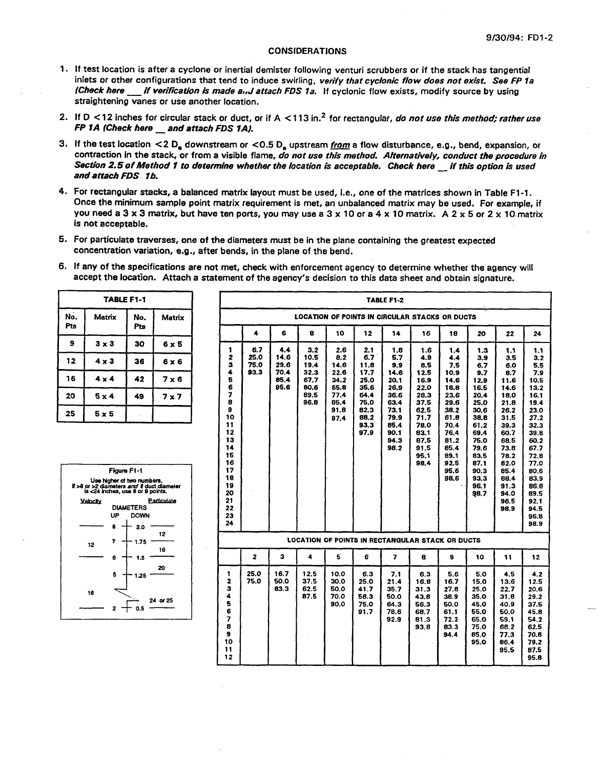## CONSIDERATIONS

1. If test location is after a cyclone or inertial demister following venturi scrubbers or if the stack has tangential inlets or other configurations that tend to induce swirling, ***verify that cyclonic flow does not exist. See FP 1a (Check here ___ if verification is made and attach FDS 1a.*** If cyclonic flow exists, modify source by using straightening vanes or use another location.

2. If D <12 inches for circular stack or duct, or if A <113 in.$^2$ for rectangular, ***do not use this method; rather use FP 1A (Check here __ and attach FDS 1A).***

3. If the test location <2 $D_e$ downstream or <0.5 $D_e$ upstream *from* a flow disturbance, e.g., bend, expansion, or contraction in the stack, or from a visible flame, ***do not use this method. Alternatively, conduct the procedure in Section 2.5 of Method 1 to determine whether the location is acceptable. Check here __ if this option is used and attach FDS 1b.***

4. For rectangular stacks, a balanced matrix layout must be used, i.e., one of the matrices shown in Table F1-1. Once the minimum sample point matrix requirement is met, an unbalanced matrix may be used. For example, if you need a 3 x 3 matrix, but have ten ports, you may use a 3 x 10 or a 4 x 10 matrix. A 2 x 5 or 2 x 10 matrix is not acceptable.

5. For particulate traverses, one of the diameters must be in the plane containing the greatest expected concentration variation, e.g., after bends, in the plane of the bend.

6. If any of the specifications are not met, check with enforcement agency to determine whether the agency will accept the location. Attach a statement of the agency's decision to this data sheet and obtain signature.

**TABLE F1-1**

| No. Pts | Matrix | No. Pts | Matrix |
|---|---|---|---|
| 9 | 3 x 3 | 30 | 6 x 5 |
| 12 | 4 x 3 | 36 | 6 x 6 |
| 16 | 4 x 4 | 42 | 7 x 6 |
| 20 | 5 x 4 | 49 | 7 x 7 |
| 25 | 5 x 5 | | |

**Figure F1-1**

Use higher of two numbers.
If >8 or >2 diameters and if duct diameter is <24 inches, use 8 or 9 points.

| Velocity | DIAMETERS UP | DIAMETERS DOWN | Particulate |
|---|---|---|---|
| | 8 | 2.0 | |
| | | | 12 |
| 12 | 7 | 1.75 | |
| | | | 16 |
| | 6 | 1.5 | |
| | | | 20 |
| | 5 | 1.25 | |
| 16 | | | |
| | | | 24 or 25 |
| | 2 | 0.5 | |

**TABLE F1-2**

**LOCATION OF POINTS IN CIRCULAR STACKS OR DUCTS**

| | 4 | 6 | 8 | 10 | 12 | 14 | 16 | 18 | 20 | 22 | 24 |
|---|---|---|---|---|---|---|---|---|---|---|---|
| 1 | 6.7 | 4.4 | 3.2 | 2.6 | 2.1 | 1.8 | 1.6 | 1.4 | 1.3 | 1.1 | 1.1 |
| 2 | 25.0 | 14.6 | 10.5 | 8.2 | 6.7 | 5.7 | 4.9 | 4.4 | 3.9 | 3.5 | 3.2 |
| 3 | 75.0 | 29.6 | 19.4 | 14.6 | 11.8 | 9.9 | 8.5 | 7.5 | 6.7 | 6.0 | 5.5 |
| 4 | 93.3 | 70.4 | 32.3 | 22.6 | 17.7 | 14.6 | 12.5 | 10.9 | 9.7 | 8.7 | 7.9 |
| 5 | | 85.4 | 67.7 | 34.2 | 25.0 | 20.1 | 16.9 | 14.6 | 12.9 | 11.6 | 10.5 |
| 6 | | 95.6 | 80.6 | 65.8 | 35.6 | 26.9 | 22.0 | 18.8 | 16.5 | 14.6 | 13.2 |
| 7 | | | 89.5 | 77.4 | 64.4 | 36.6 | 28.3 | 23.6 | 20.4 | 18.0 | 16.1 |
| 8 | | | 96.8 | 85.4 | 75.0 | 63.4 | 37.5 | 29.6 | 25.0 | 21.8 | 19.4 |
| 9 | | | | 91.8 | 82.3 | 73.1 | 62.5 | 38.2 | 30.6 | 26.2 | 23.0 |
| 10 | | | | 97.4 | 88.2 | 79.9 | 71.7 | 61.8 | 38.8 | 31.5 | 27.2 |
| 11 | | | | | 93.3 | 85.4 | 78.0 | 70.4 | 61.2 | 39.3 | 32.3 |
| 12 | | | | | 97.9 | 90.1 | 83.1 | 76.4 | 69.4 | 60.7 | 39.8 |
| 13 | | | | | | 94.3 | 87.5 | 81.2 | 75.0 | 68.5 | 60.2 |
| 14 | | | | | | 98.2 | 91.5 | 85.4 | 79.6 | 73.8 | 67.7 |
| 15 | | | | | | | 95.1 | 89.1 | 83.5 | 78.2 | 72.8 |
| 16 | | | | | | | 98.4 | 92.5 | 87.1 | 82.0 | 77.0 |
| 17 | | | | | | | | 95.6 | 90.3 | 85.4 | 80.6 |
| 18 | | | | | | | | 98.6 | 93.3 | 88.4 | 83.9 |
| 19 | | | | | | | | | 96.1 | 91.3 | 86.8 |
| 20 | | | | | | | | | 98.7 | 94.0 | 89.5 |
| 21 | | | | | | | | | | 96.5 | 92.1 |
| 22 | | | | | | | | | | 98.9 | 94.5 |
| 23 | | | | | | | | | | | 96.8 |
| 24 | | | | | | | | | | | 98.9 |

**LOCATION OF POINTS IN RECTANGULAR STACK OR DUCTS**

| | 2 | 3 | 4 | 5 | 6 | 7 | 8 | 9 | 10 | 11 | 12 |
|---|---|---|---|---|---|---|---|---|---|---|---|
| 1 | 25.0 | 16.7 | 12.5 | 10.0 | 8.3 | 7.1 | 6.3 | 5.6 | 5.0 | 4.5 | 4.2 |
| 2 | 75.0 | 50.0 | 37.5 | 30.0 | 25.0 | 21.4 | 16.8 | 16.7 | 15.0 | 13.6 | 12.5 |
| 3 | | 83.3 | 62.5 | 50.0 | 41.7 | 35.7 | 31.3 | 27.8 | 25.0 | 22.7 | 20.6 |
| 4 | | | 87.5 | 70.0 | 58.3 | 50.0 | 43.8 | 38.9 | 35.0 | 31.8 | 29.2 |
| 5 | | | | 90.0 | 75.0 | 64.3 | 56.3 | 50.0 | 45.0 | 40.9 | 37.5 |
| 6 | | | | | 91.7 | 78.6 | 68.7 | 61.1 | 55.0 | 50.0 | 45.8 |
| 7 | | | | | | 92.9 | 81.3 | 72.2 | 65.0 | 59.1 | 54.2 |
| 8 | | | | | | | 93.8 | 83.3 | 75.0 | 68.2 | 62.5 |
| 9 | | | | | | | | 94.4 | 85.0 | 77.3 | 70.8 |
| 10 | | | | | | | | | 95.0 | 86.4 | 79.2 |
| 11 | | | | | | | | | | 95.5 | 87.5 |
| 12 | | | | | | | | | | | 95.8 |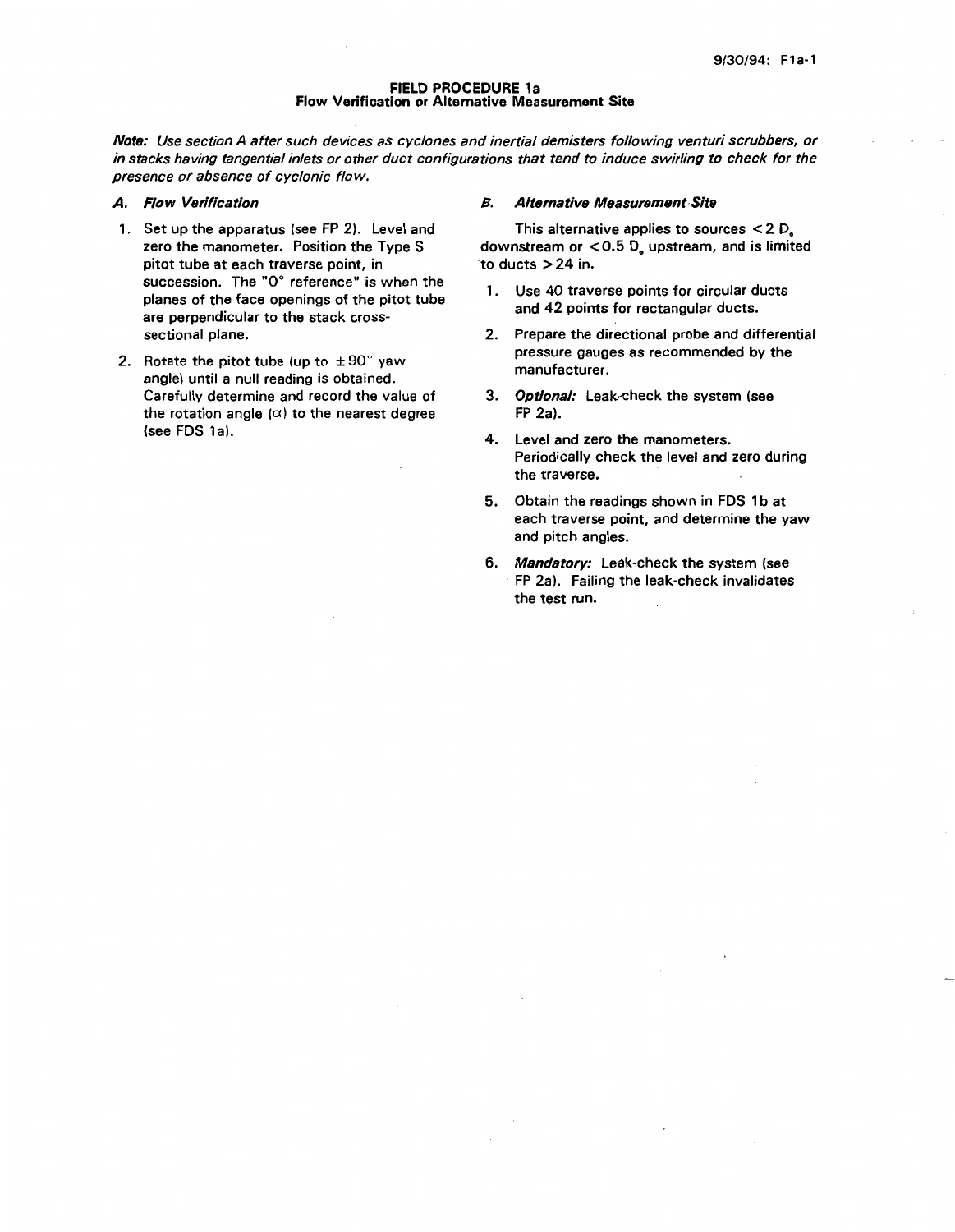# FIELD PROCEDURE 1a
## Flow Verification or Alternative Measurement Site

***Note:*** *Use section A after such devices as cyclones and inertial demisters following venturi scrubbers, or in stacks having tangential inlets or other duct configurations that tend to induce swirling to check for the presence or absence of cyclonic flow.*

### *A. Flow Verification*

1. Set up the apparatus (see FP 2). Level and zero the manometer. Position the Type S pitot tube at each traverse point, in succession. The "0° reference" is when the planes of the face openings of the pitot tube are perpendicular to the stack cross-sectional plane.
2. Rotate the pitot tube (up to ±90° yaw angle) until a null reading is obtained. Carefully determine and record the value of the rotation angle ($\alpha$) to the nearest degree (see FDS 1a).

### *B. Alternative Measurement Site*

This alternative applies to sources <2 $D_e$ downstream or <0.5 $D_e$ upstream, and is limited to ducts >24 in.

1. Use 40 traverse points for circular ducts and 42 points for rectangular ducts.
2. Prepare the directional probe and differential pressure gauges as recommended by the manufacturer.
3. ***Optional:*** Leak-check the system (see FP 2a).
4. Level and zero the manometers. Periodically check the level and zero during the traverse.
5. Obtain the readings shown in FDS 1b at each traverse point, and determine the yaw and pitch angles.
6. ***Mandatory:*** Leak-check the system (see FP 2a). Failing the leak-check invalidates the test run.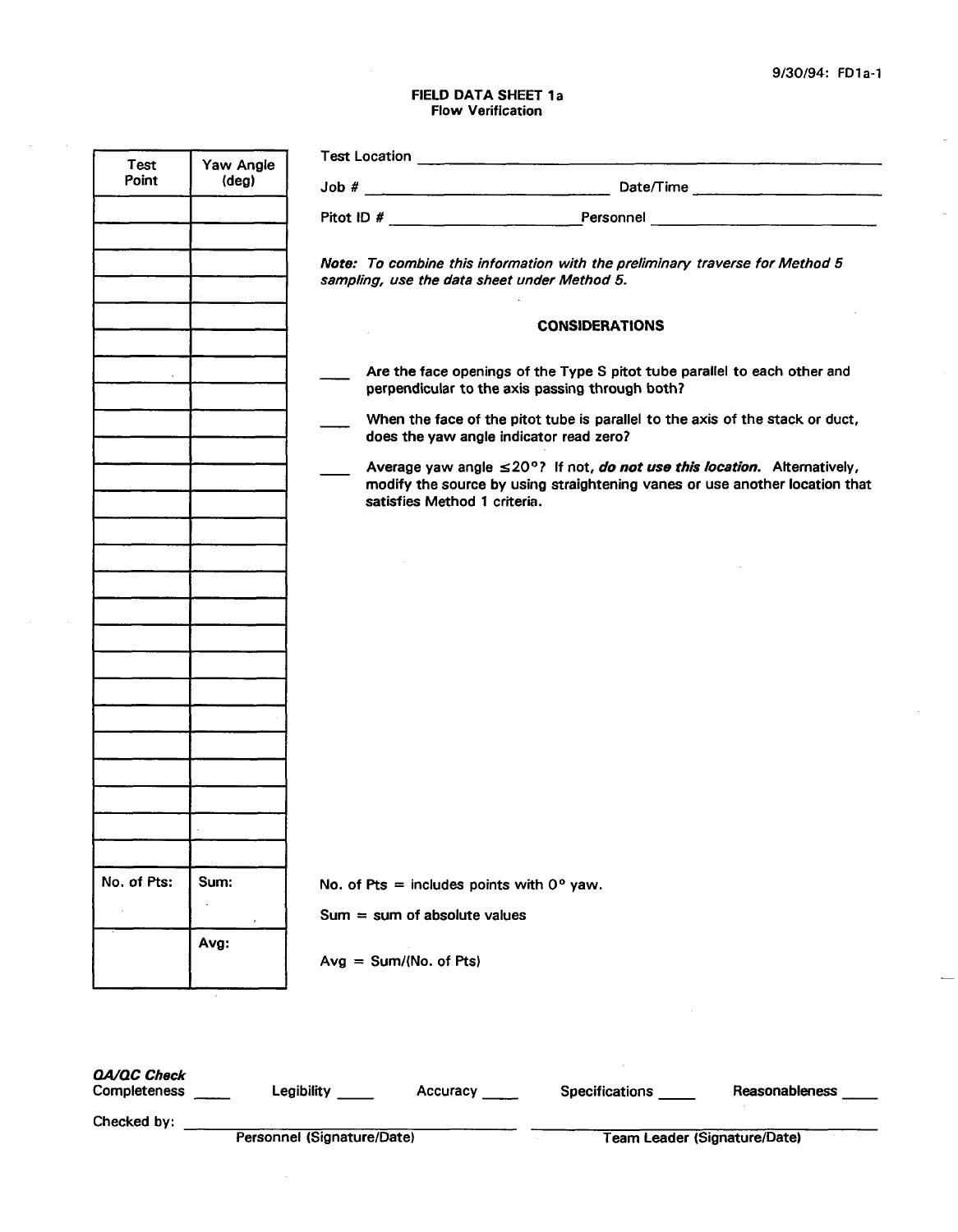9/30/94: FD1a-1

# FIELD DATA SHEET 1a
## Flow Verification

| Test Point | Yaw Angle (deg) |
|---|---|
| | |
| | |
| | |
| | |
| | |
| | |
| | |
| | |
| | |
| | |
| | |
| | |
| | |
| | |
| | |
| | |
| | |
| | |
| | |
| | |
| | |
| | |
| | |
| | |
| | |
| No. of Pts: | Sum: |
| | Avg: |

Test Location ______________________________

Job # ______________________ Date/Time ______________________

Pitot ID # ______________________ Personnel ______________________

***Note:*** *To combine this information with the preliminary traverse for Method 5 sampling, use the data sheet under Method 5.*

### CONSIDERATIONS

\_\_\_\_ Are the face openings of the Type S pitot tube parallel to each other and perpendicular to the axis passing through both?

\_\_\_\_ When the face of the pitot tube is parallel to the axis of the stack or duct, does the yaw angle indicator read zero?

\_\_\_\_ Average yaw angle $\leq 20°$? If not, ***do not use this location.*** Alternatively, modify the source by using straightening vanes or use another location that satisfies Method 1 criteria.

No. of Pts = includes points with 0° yaw.

Sum = sum of absolute values

Avg = Sum/(No. of Pts)

***QA/QC Check***

Completeness \_\_\_\_ Legibility \_\_\_\_ Accuracy \_\_\_\_ Specifications \_\_\_\_ Reasonableness \_\_\_\_

Checked by: ______________________________ ______________________________

Personnel (Signature/Date) Team Leader (Signature/Date)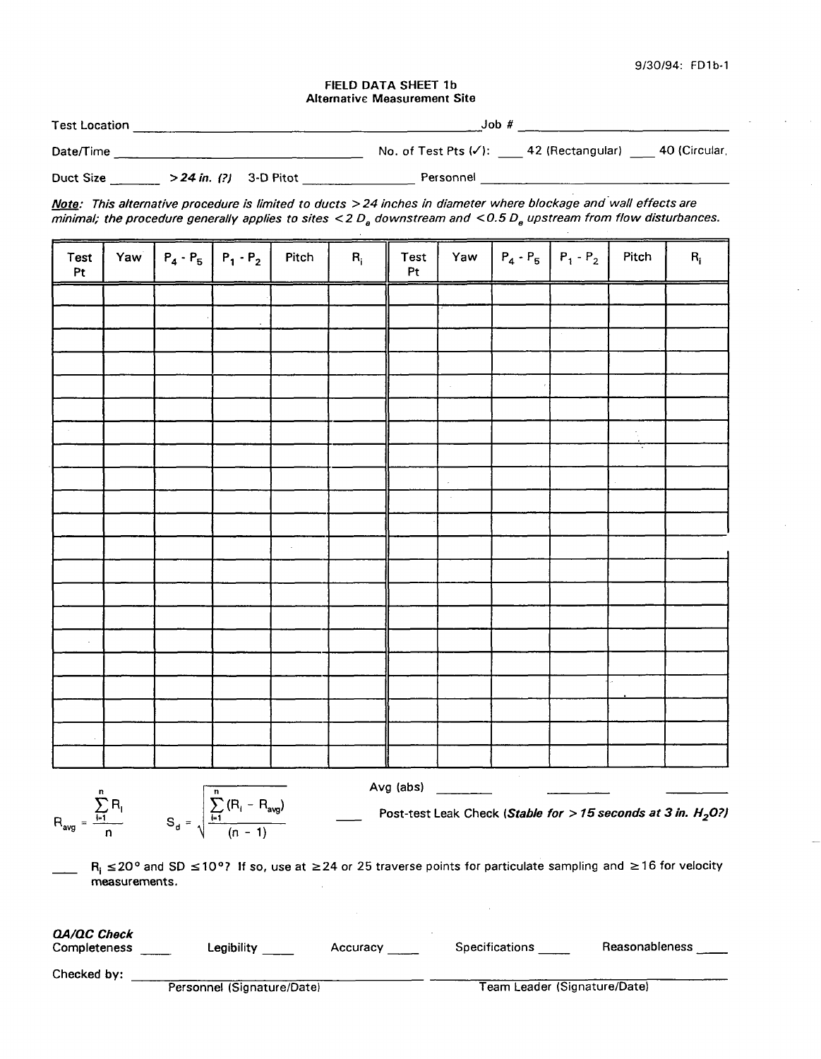9/30/94: FD1b-1

## FIELD DATA SHEET 1b
### Alternative Measurement Site

Test Location ______________________________ Job # ____________________

Date/Time ______________________ No. of Test Pts (✓): ____ 42 (Rectangular) ____ 40 (Circular)

Duct Size ______ *>24 in. (?)* 3-D Pitot ______________ Personnel ____________________

***Note:*** *This alternative procedure is limited to ducts >24 inches in diameter where blockage and wall effects are minimal; the procedure generally applies to sites <2 $D_e$ downstream and <0.5 $D_e$ upstream from flow disturbances.*

| Test Pt | Yaw | $P_4 - P_5$ | $P_1 - P_2$ | Pitch | $R_i$ | Test Pt | Yaw | $P_4 - P_5$ | $P_1 - P_2$ | Pitch | $R_i$ |
|---|---|---|---|---|---|---|---|---|---|---|---|
| | | | | | | | | | | | |
| | | | | | | | | | | | |
| | | | | | | | | | | | |
| | | | | | | | | | | | |
| | | | | | | | | | | | |
| | | | | | | | | | | | |
| | | | | | | | | | | | |
| | | | | | | | | | | | |
| | | | | | | | | | | | |
| | | | | | | | | | | | |
| | | | | | | | | | | | |
| | | | | | | | | | | | |
| | | | | | | | | | | | |
| | | | | | | | | | | | |
| | | | | | | | | | | | |
| | | | | | | | | | | | |
| | | | | | | | | | | | |
| | | | | | | | | | | | |
| | | | | | | | | | | | |
| | | | | | | | | | | | |
| | | | | | | | | | | | |

Avg (abs) ________ ________ ________

$$R_{avg} = \frac{\sum_{i=1}^{n} R_i}{n} \qquad S_d = \sqrt{\frac{\sum_{i=1}^{n} (R_i - R_{avg})}{(n - 1)}}$$

____ Post-test Leak Check (***Stable for >15 seconds at 3 in. $H_2O$?***)

____ $R_i \leq 20°$ and SD $\leq 10°$? If so, use at $\geq 24$ or 25 traverse points for particulate sampling and $\geq 16$ for velocity measurements.

***QA/QC Check***

Completeness ____ Legibility ____ Accuracy ____ Specifications ____ Reasonableness ____

Checked by: ______________________________ ______________________________

Personnel (Signature/Date) Team Leader (Signature/Date)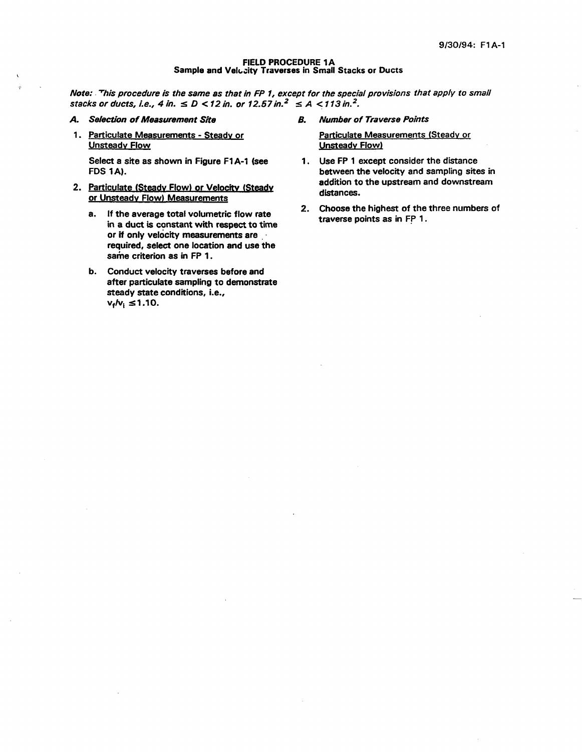# FIELD PROCEDURE 1A
## Sample and Velocity Traverses in Small Stacks or Ducts

*Note: This procedure is the same as that in FP 1, except for the special provisions that apply to small stacks or ducts, i.e., 4 in. $\leq D < 12$ in. or 12.57 in.$^2$ $\leq A < 113$ in.$^2$.*

### *A. Selection of Measurement Site*

1. Particulate Measurements - Steady or Unsteady Flow

   Select a site as shown in Figure F1A-1 (see FDS 1A).

2. Particulate (Steady Flow) or Velocity (Steady or Unsteady Flow) Measurements

   a. If the average total volumetric flow rate in a duct is constant with respect to time or if only velocity measurements are required, select one location and use the same criterion as in FP 1.

   b. Conduct velocity traverses before and after particulate sampling to demonstrate steady state conditions, i.e., $v_f/v_i \leq 1.10$.

### *B. Number of Traverse Points*

Particulate Measurements (Steady or Unsteady Flow)

1. Use FP 1 except consider the distance between the velocity and sampling sites in addition to the upstream and downstream distances.

2. Choose the highest of the three numbers of traverse points as in FP 1.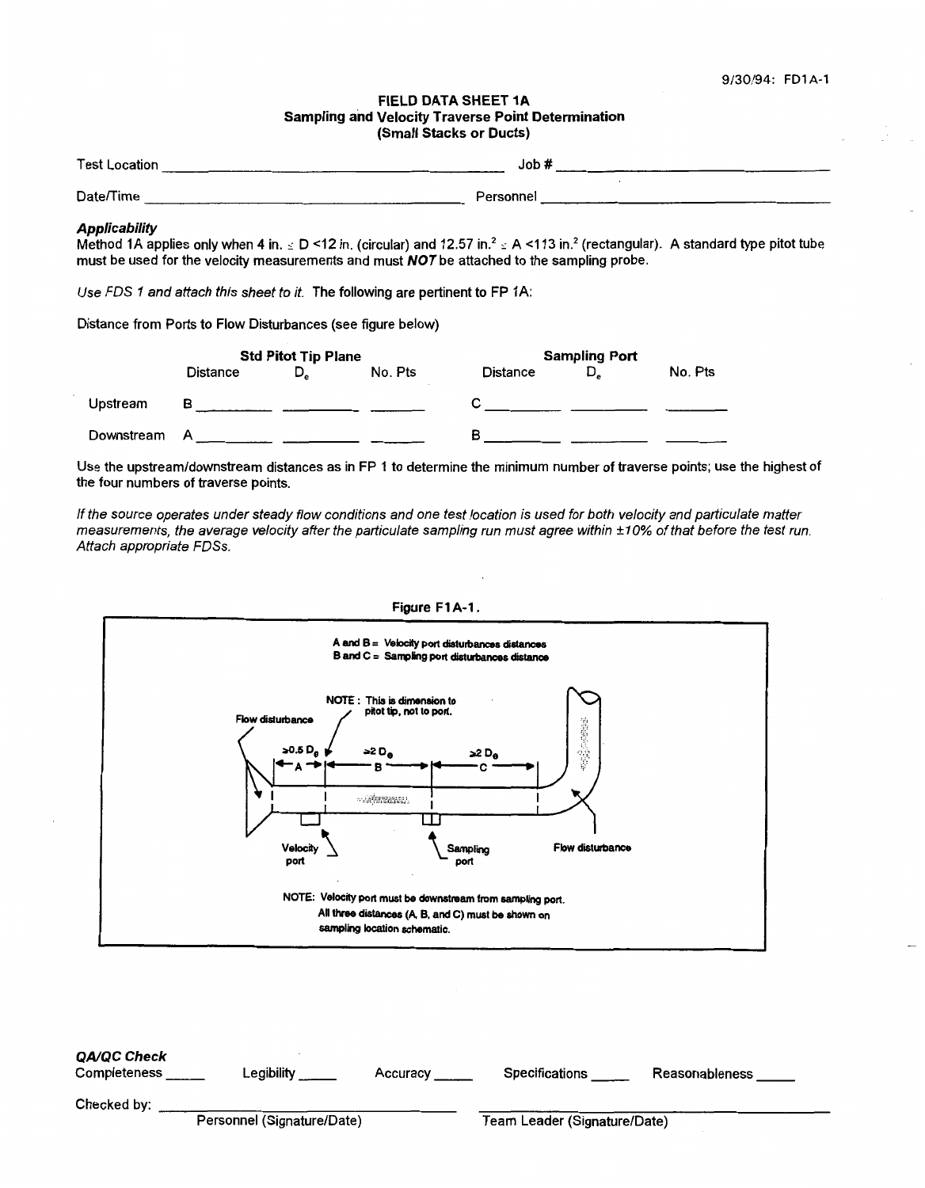9/30/94: FD1A-1

# FIELD DATA SHEET 1A
## Sampling and Velocity Traverse Point Determination
### (Small Stacks or Ducts)

Test Location ______________________________ Job # ______________________________

Date/Time ______________________________ Personnel ______________________________

***Applicability***

Method 1A applies only when 4 in. ≤ D <12 in. (circular) and 12.57 in.$^2$ ≤ A <113 in.$^2$ (rectangular). A standard type pitot tube must be used for the velocity measurements and must ***NOT*** be attached to the sampling probe.

*Use FDS 1 and attach this sheet to it.* The following are pertinent to FP 1A:

Distance from Ports to Flow Disturbances (see figure below)

| | Std Pitot Tip Plane | | | Sampling Port | | |
|---|---|---|---|---|---|---|
| | Distance | $D_e$ | No. Pts | Distance | $D_e$ | No. Pts |
| Upstream | B ______ | ______ | ______ | C ______ | ______ | ______ |
| Downstream | A ______ | ______ | ______ | B ______ | ______ | ______ |

Use the upstream/downstream distances as in FP 1 to determine the minimum number of traverse points; use the highest of the four numbers of traverse points.

*If the source operates under steady flow conditions and one test location is used for both velocity and particulate matter measurements, the average velocity after the particulate sampling run must agree within ±10% of that before the test run. Attach appropriate FDSs.*

**Figure F1A-1.**

A and B = Velocity port disturbances distances
B and C = Sampling port disturbances distance

NOTE : This is dimension to pitot tip, not to port.

Flow disturbance

≥0.5 $D_e$

A

≥2 $D_e$

B

≥2 $D_e$

C

Velocity port

Sampling port

Flow disturbance

NOTE: Velocity port must be downstream from sampling port. All three distances (A, B, and C) must be shown on sampling location schematic.

***QA/QC Check***

Completeness _____ Legibility _____ Accuracy _____ Specifications _____ Reasonableness _____

Checked by: ______________________________ ______________________________

Personnel (Signature/Date) Team Leader (Signature/Date)